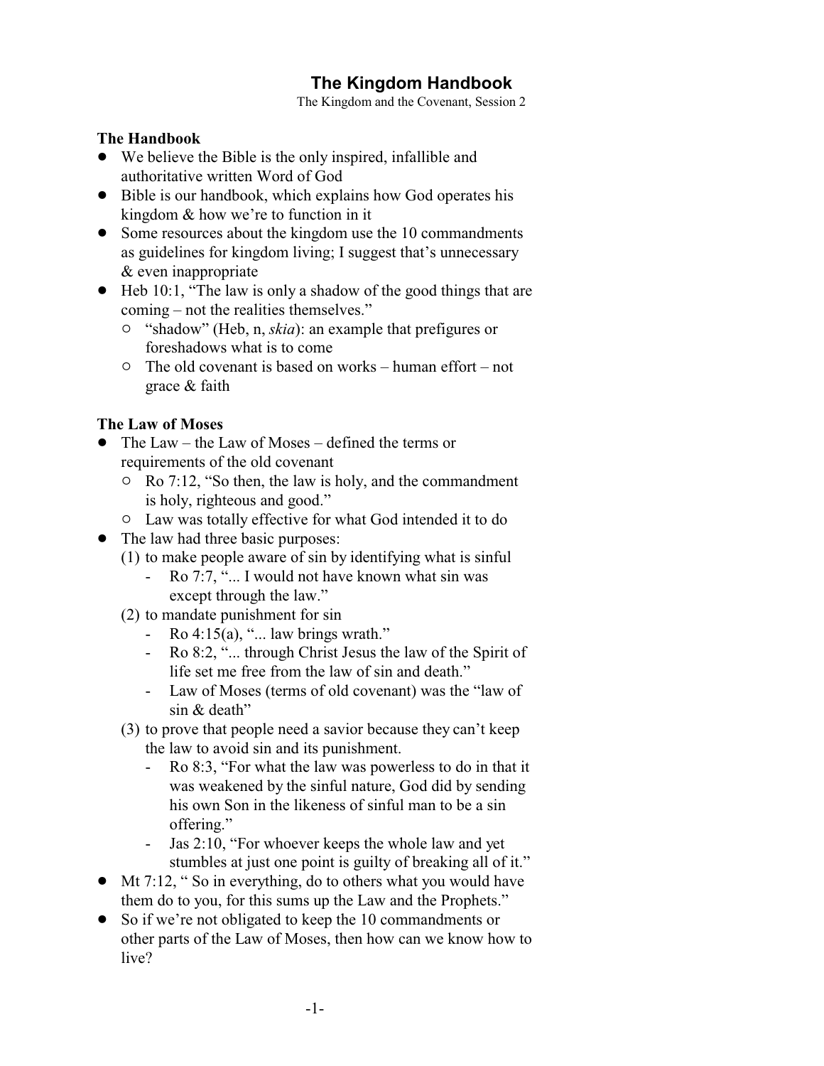# The Kingdom Handbook

The Kingdom and the Covenant, Session 2

## The Handbook

- We believe the Bible is the only inspired, infallible and authoritative written Word of God
- Bible is our handbook, which explains how God operates his kingdom & how we're to function in it
- Some resources about the kingdom use the 10 commandments as guidelines for kingdom living; I suggest that's unnecessary & even inappropriate
- Heb 10:1, "The law is only a shadow of the good things that are coming – not the realities themselves."
  - "shadow" (Heb, n, *skia*): an example that prefigures or foreshadows what is to come
  - The old covenant is based on works – human effort – not grace & faith

## The Law of Moses

- The Law – the Law of Moses – defined the terms or requirements of the old covenant
  - Ro 7:12, "So then, the law is holy, and the commandment is holy, righteous and good."
  - Law was totally effective for what God intended it to do
- The law had three basic purposes:
  1. to make people aware of sin by identifying what is sinful
     - Ro 7:7, "... I would not have known what sin was except through the law."
  2. to mandate punishment for sin
     - Ro 4:15(a), "... law brings wrath."
     - Ro 8:2, "... through Christ Jesus the law of the Spirit of life set me free from the law of sin and death."
     - Law of Moses (terms of old covenant) was the "law of sin & death"
  3. to prove that people need a savior because they can't keep the law to avoid sin and its punishment.
     - Ro 8:3, "For what the law was powerless to do in that it was weakened by the sinful nature, God did by sending his own Son in the likeness of sinful man to be a sin offering."
     - Jas 2:10, "For whoever keeps the whole law and yet stumbles at just one point is guilty of breaking all of it."
- Mt 7:12, " So in everything, do to others what you would have them do to you, for this sums up the Law and the Prophets."
- So if we're not obligated to keep the 10 commandments or other parts of the Law of Moses, then how can we know how to live?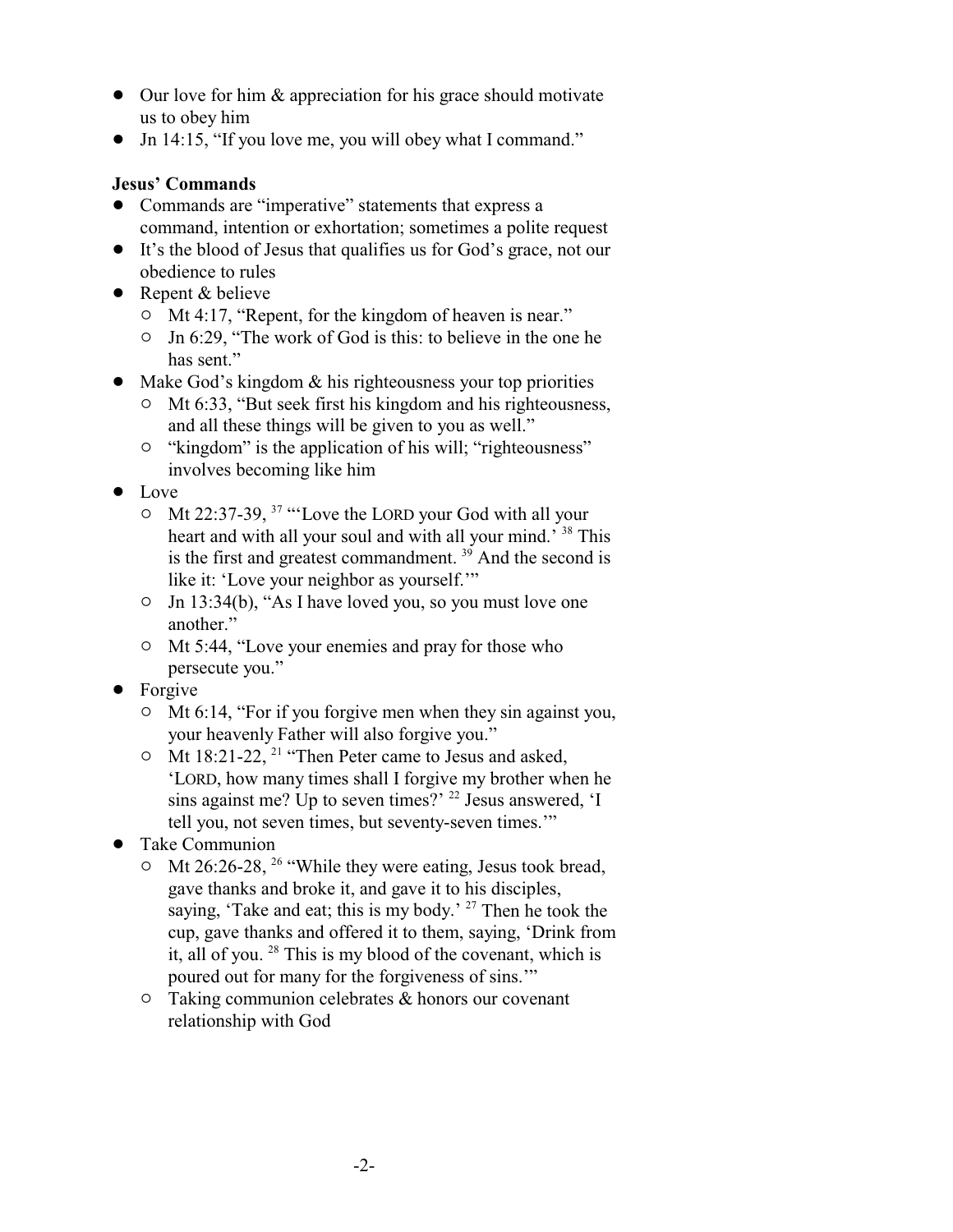- Our love for him & appreciation for his grace should motivate us to obey him
- Jn 14:15, "If you love me, you will obey what I command."

**Jesus' Commands**

- Commands are "imperative" statements that express a command, intention or exhortation; sometimes a polite request
- It's the blood of Jesus that qualifies us for God's grace, not our obedience to rules
- Repent & believe
  - Mt 4:17, "Repent, for the kingdom of heaven is near."
  - Jn 6:29, "The work of God is this: to believe in the one he has sent."
- Make God's kingdom & his righteousness your top priorities
  - Mt 6:33, "But seek first his kingdom and his righteousness, and all these things will be given to you as well."
  - "kingdom" is the application of his will; "righteousness" involves becoming like him
- Love
  - Mt 22:37-39, [37] "'Love the LORD your God with all your heart and with all your soul and with all your mind.' [38] This is the first and greatest commandment. [39] And the second is like it: 'Love your neighbor as yourself.'"
  - Jn 13:34(b), "As I have loved you, so you must love one another."
  - Mt 5:44, "Love your enemies and pray for those who persecute you."
- Forgive
  - Mt 6:14, "For if you forgive men when they sin against you, your heavenly Father will also forgive you."
  - Mt 18:21-22, [21] "Then Peter came to Jesus and asked, 'LORD, how many times shall I forgive my brother when he sins against me? Up to seven times?' [22] Jesus answered, 'I tell you, not seven times, but seventy-seven times.'"
- Take Communion
  - Mt 26:26-28, [26] "While they were eating, Jesus took bread, gave thanks and broke it, and gave it to his disciples, saying, 'Take and eat; this is my body.' [27] Then he took the cup, gave thanks and offered it to them, saying, 'Drink from it, all of you. [28] This is my blood of the covenant, which is poured out for many for the forgiveness of sins.'"
  - Taking communion celebrates & honors our covenant relationship with God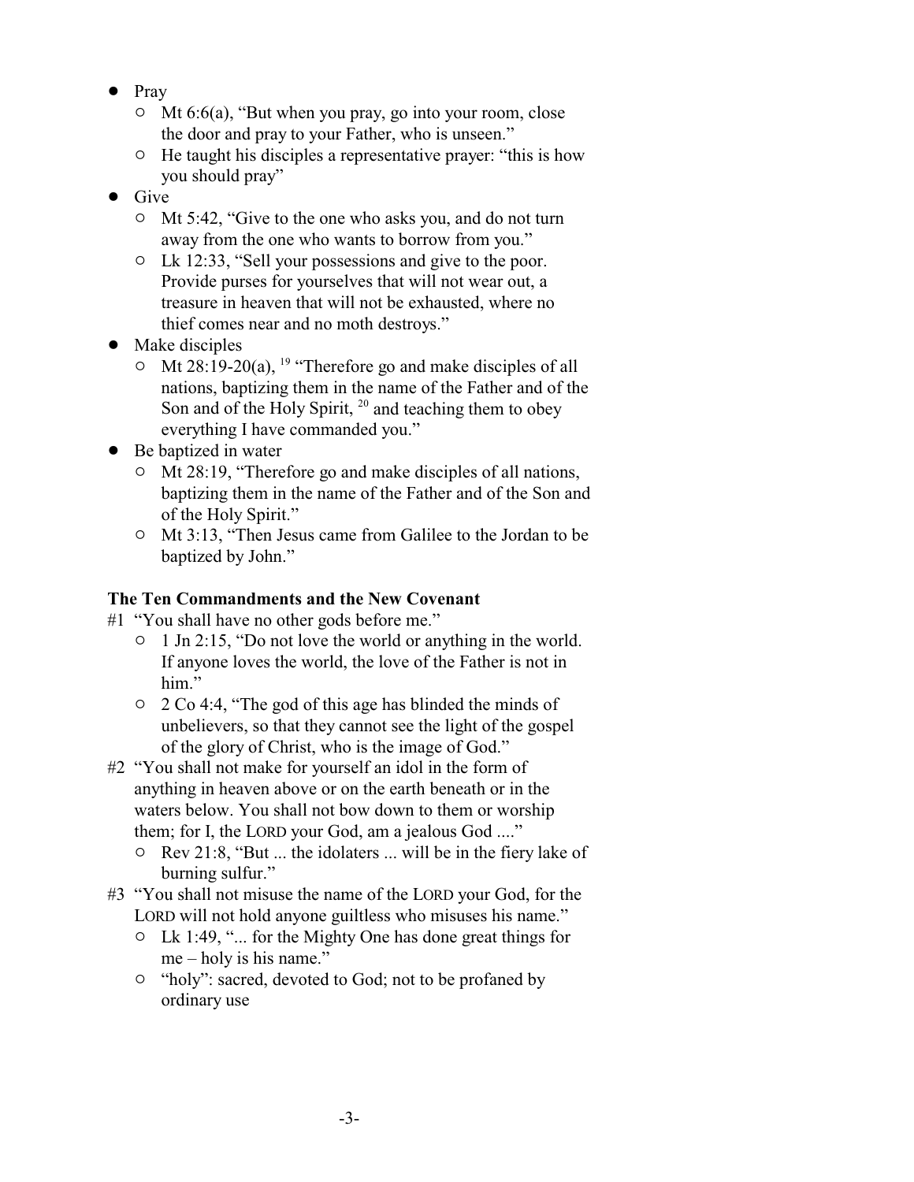- Pray
  - Mt 6:6(a), "But when you pray, go into your room, close the door and pray to your Father, who is unseen."
  - He taught his disciples a representative prayer: "this is how you should pray"
- Give
  - Mt 5:42, "Give to the one who asks you, and do not turn away from the one who wants to borrow from you."
  - Lk 12:33, "Sell your possessions and give to the poor. Provide purses for yourselves that will not wear out, a treasure in heaven that will not be exhausted, where no thief comes near and no moth destroys."
- Make disciples
  - Mt 28:19-20(a), [19] "Therefore go and make disciples of all nations, baptizing them in the name of the Father and of the Son and of the Holy Spirit, [20] and teaching them to obey everything I have commanded you."
- Be baptized in water
  - Mt 28:19, "Therefore go and make disciples of all nations, baptizing them in the name of the Father and of the Son and of the Holy Spirit."
  - Mt 3:13, "Then Jesus came from Galilee to the Jordan to be baptized by John."

**The Ten Commandments and the New Covenant**

#1 "You shall have no other gods before me."
  - 1 Jn 2:15, "Do not love the world or anything in the world. If anyone loves the world, the love of the Father is not in him."
  - 2 Co 4:4, "The god of this age has blinded the minds of unbelievers, so that they cannot see the light of the gospel of the glory of Christ, who is the image of God."

#2 "You shall not make for yourself an idol in the form of anything in heaven above or on the earth beneath or in the waters below. You shall not bow down to them or worship them; for I, the LORD your God, am a jealous God ...."
  - Rev 21:8, "But ... the idolaters ... will be in the fiery lake of burning sulfur."

#3 "You shall not misuse the name of the LORD your God, for the LORD will not hold anyone guiltless who misuses his name."
  - Lk 1:49, "... for the Mighty One has done great things for me – holy is his name."
  - "holy": sacred, devoted to God; not to be profaned by ordinary use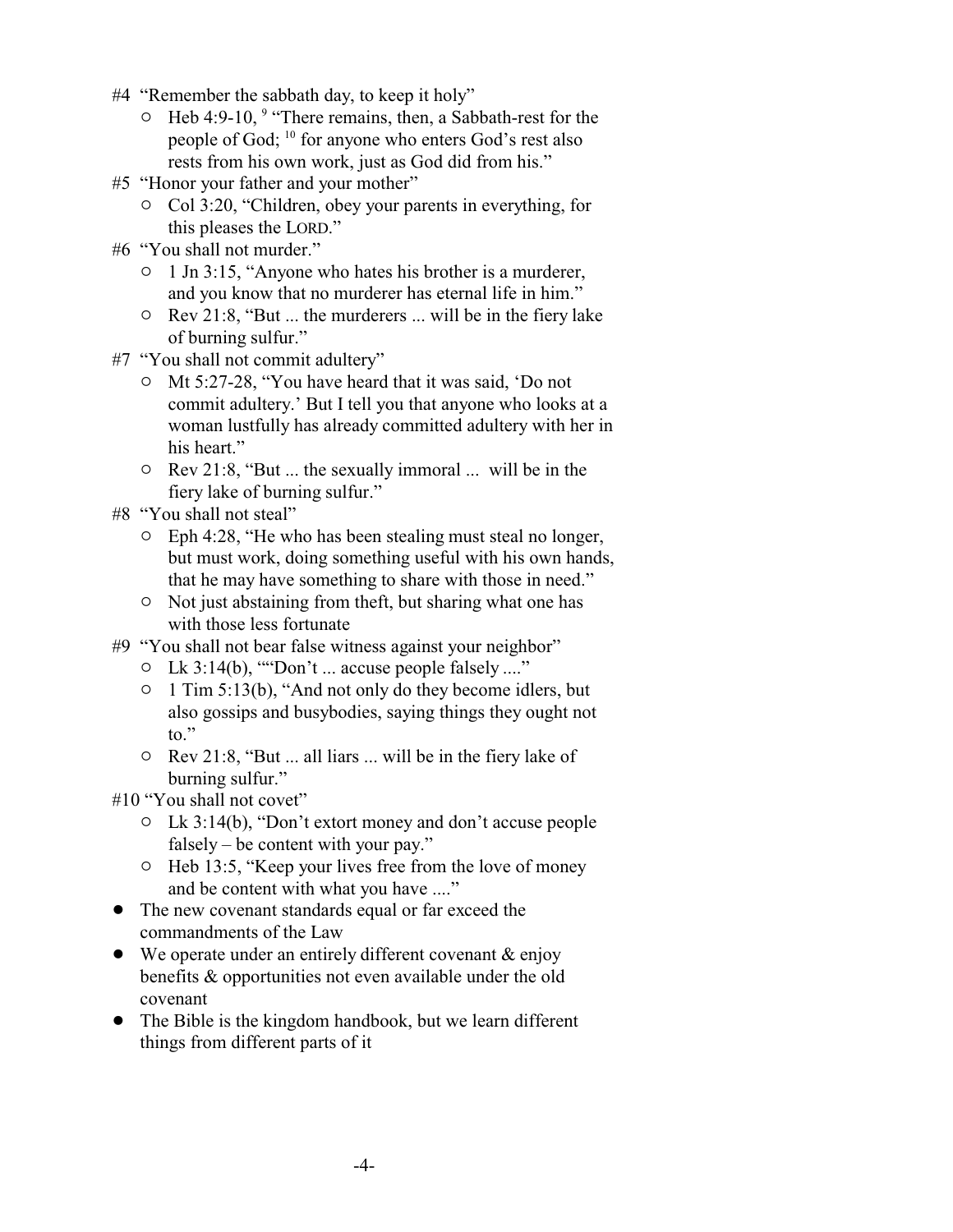- #4 "Remember the sabbath day, to keep it holy"
  - Heb 4:9-10, [9] "There remains, then, a Sabbath-rest for the people of God; [10] for anyone who enters God's rest also rests from his own work, just as God did from his."
- #5 "Honor your father and your mother"
  - Col 3:20, "Children, obey your parents in everything, for this pleases the LORD."
- #6 "You shall not murder."
  - 1 Jn 3:15, "Anyone who hates his brother is a murderer, and you know that no murderer has eternal life in him."
  - Rev 21:8, "But ... the murderers ... will be in the fiery lake of burning sulfur."
- #7 "You shall not commit adultery"
  - Mt 5:27-28, "You have heard that it was said, 'Do not commit adultery.' But I tell you that anyone who looks at a woman lustfully has already committed adultery with her in his heart."
  - Rev 21:8, "But ... the sexually immoral ... will be in the fiery lake of burning sulfur."
- #8 "You shall not steal"
  - Eph 4:28, "He who has been stealing must steal no longer, but must work, doing something useful with his own hands, that he may have something to share with those in need."
  - Not just abstaining from theft, but sharing what one has with those less fortunate
- #9 "You shall not bear false witness against your neighbor"
  - Lk 3:14(b), ""Don't ... accuse people falsely ...."
  - 1 Tim 5:13(b), "And not only do they become idlers, but also gossips and busybodies, saying things they ought not to."
  - Rev 21:8, "But ... all liars ... will be in the fiery lake of burning sulfur."
- #10 "You shall not covet"
  - Lk 3:14(b), "Don't extort money and don't accuse people falsely – be content with your pay."
  - Heb 13:5, "Keep your lives free from the love of money and be content with what you have ...."

- The new covenant standards equal or far exceed the commandments of the Law
- We operate under an entirely different covenant & enjoy benefits & opportunities not even available under the old covenant
- The Bible is the kingdom handbook, but we learn different things from different parts of it